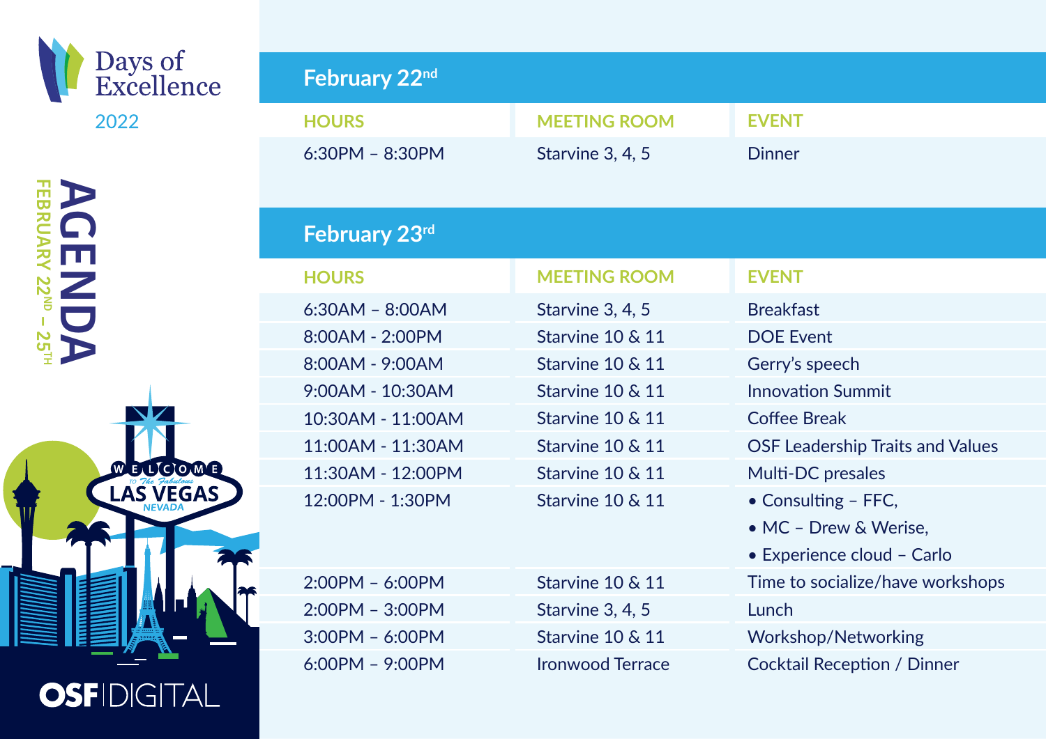# Days of Excellence 2022

## AGENDA

FEBRUARY 22ND – 25TH

## February 22nd

| HOURS | MEETING ROOM | EVENT |
| --- | --- | --- |
| 6:30PM – 8:30PM | Starvine 3, 4, 5 | Dinner |

## February 23rd

| HOURS | MEETING ROOM | EVENT |
| --- | --- | --- |
| 6:30AM – 8:00AM | Starvine 3, 4, 5 | Breakfast |
| 8:00AM - 2:00PM | Starvine 10 & 11 | DOE Event |
| 8:00AM - 9:00AM | Starvine 10 & 11 | Gerry's speech |
| 9:00AM - 10:30AM | Starvine 10 & 11 | Innovation Summit |
| 10:30AM - 11:00AM | Starvine 10 & 11 | Coffee Break |
| 11:00AM - 11:30AM | Starvine 10 & 11 | OSF Leadership Traits and Values |
| 11:30AM - 12:00PM | Starvine 10 & 11 | Multi-DC presales |
| 12:00PM - 1:30PM | Starvine 10 & 11 | • Consulting – FFC, • MC – Drew & Werise, • Experience cloud – Carlo |
| 2:00PM – 6:00PM | Starvine 10 & 11 | Time to socialize/have workshops |
| 2:00PM – 3:00PM | Starvine 3, 4, 5 | Lunch |
| 3:00PM – 6:00PM | Starvine 10 & 11 | Workshop/Networking |
| 6:00PM – 9:00PM | Ironwood Terrace | Cocktail Reception / Dinner |

OSF DIGITAL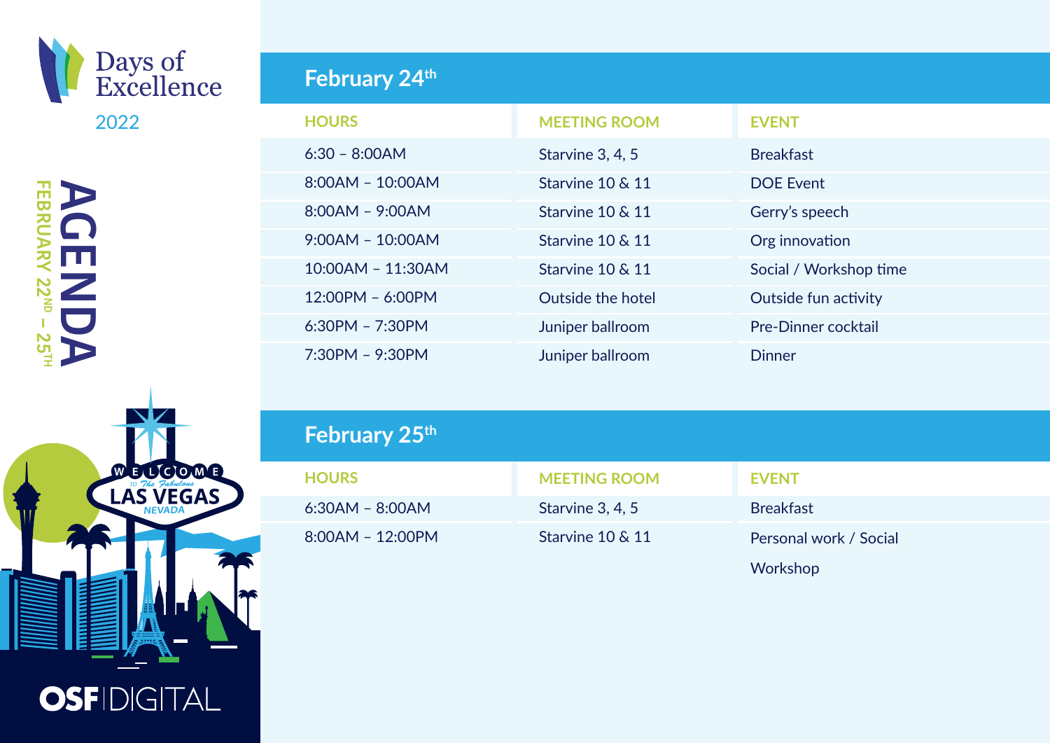# Days of Excellence

2022

## AGENDA

FEBRUARY 22ND – 25TH

## February 24th

| HOURS | MEETING ROOM | EVENT |
|---|---|---|
| 6:30 – 8:00AM | Starvine 3, 4, 5 | Breakfast |
| 8:00AM – 10:00AM | Starvine 10 & 11 | DOE Event |
| 8:00AM – 9:00AM | Starvine 10 & 11 | Gerry's speech |
| 9:00AM – 10:00AM | Starvine 10 & 11 | Org innovation |
| 10:00AM – 11:30AM | Starvine 10 & 11 | Social / Workshop time |
| 12:00PM – 6:00PM | Outside the hotel | Outside fun activity |
| 6:30PM – 7:30PM | Juniper ballroom | Pre-Dinner cocktail |
| 7:30PM – 9:30PM | Juniper ballroom | Dinner |

## February 25th

| HOURS | MEETING ROOM | EVENT |
|---|---|---|
| 6:30AM – 8:00AM | Starvine 3, 4, 5 | Breakfast |
| 8:00AM – 12:00PM | Starvine 10 & 11 | Personal work / Social Workshop |

WELCOME TO The Fabulous LAS VEGAS NEVADA

OSF DIGITAL